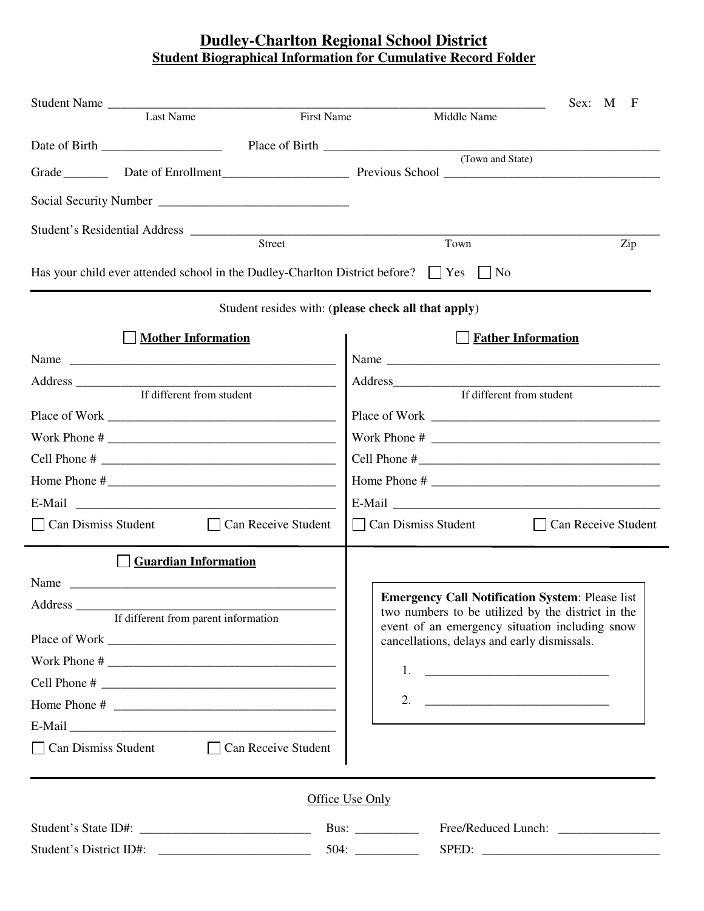# Dudley-Charlton Regional School District

## Student Biographical Information for Cumulative Record Folder

Student Name ______________________________________________ Sex: M F
Last Name First Name Middle Name

Date of Birth __________________ Place of Birth ______________________________________
(Town and State)

Grade _______ Date of Enrollment___________________ Previous School ________________________________

Social Security Number _____________________________

Student's Residential Address ______________________________________________________________
Street Town Zip

Has your child ever attended school in the Dudley-Charlton District before? ☐ Yes ☐ No

---

Student resides with: (**please check all that apply**)

### ☐ Mother Information

Name ___________________________________________

Address _________________________________________
If different from student

Place of Work ____________________________________

Work Phone # ____________________________________

Cell Phone # _____________________________________

Home Phone #_____________________________________

E-Mail __________________________________________

☐ Can Dismiss Student ☐ Can Receive Student

### ☐ Father Information

Name ___________________________________________

Address_________________________________________
If different from student

Place of Work ____________________________________

Work Phone # ____________________________________

Cell Phone #______________________________________

Home Phone # ____________________________________

E-Mail __________________________________________

☐ Can Dismiss Student ☐ Can Receive Student

### ☐ Guardian Information

Name ___________________________________________

Address _________________________________________
If different from parent information

Place of Work ____________________________________

Work Phone # ____________________________________

Cell Phone # _____________________________________

Home Phone # ____________________________________

E-Mail __________________________________________

☐ Can Dismiss Student ☐ Can Receive Student

**Emergency Call Notification System**: Please list two numbers to be utilized by the district in the event of an emergency situation including snow cancellations, delays and early dismissals.

1. ____________________________

2. ____________________________

---

Office Use Only

Student's State ID#: _________________________ Bus: __________ Free/Reduced Lunch: ________________

Student's District ID#: _______________________ 504: __________ SPED: ____________________________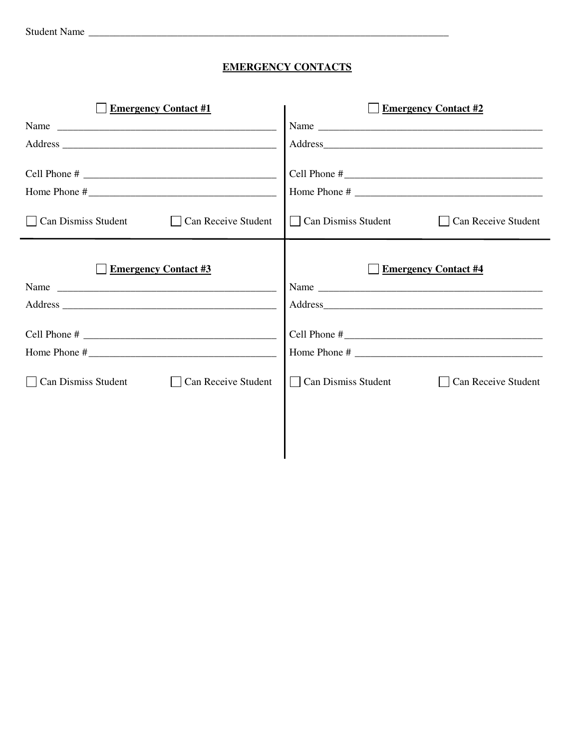Student Name ___________________________________________________________________________

## EMERGENCY CONTACTS

☐ **Emergency Contact #1**

Name ____________________________________________

Address ___________________________________________

Cell Phone # _______________________________________

Home Phone # ______________________________________

☐ Can Dismiss Student ☐ Can Receive Student

☐ **Emergency Contact #2**

Name ____________________________________________

Address ___________________________________________

Cell Phone # _______________________________________

Home Phone # ______________________________________

☐ Can Dismiss Student ☐ Can Receive Student

☐ **Emergency Contact #3**

Name ____________________________________________

Address ___________________________________________

Cell Phone # _______________________________________

Home Phone # ______________________________________

☐ Can Dismiss Student ☐ Can Receive Student

☐ **Emergency Contact #4**

Name ____________________________________________

Address ___________________________________________

Cell Phone # _______________________________________

Home Phone # ______________________________________

☐ Can Dismiss Student ☐ Can Receive Student